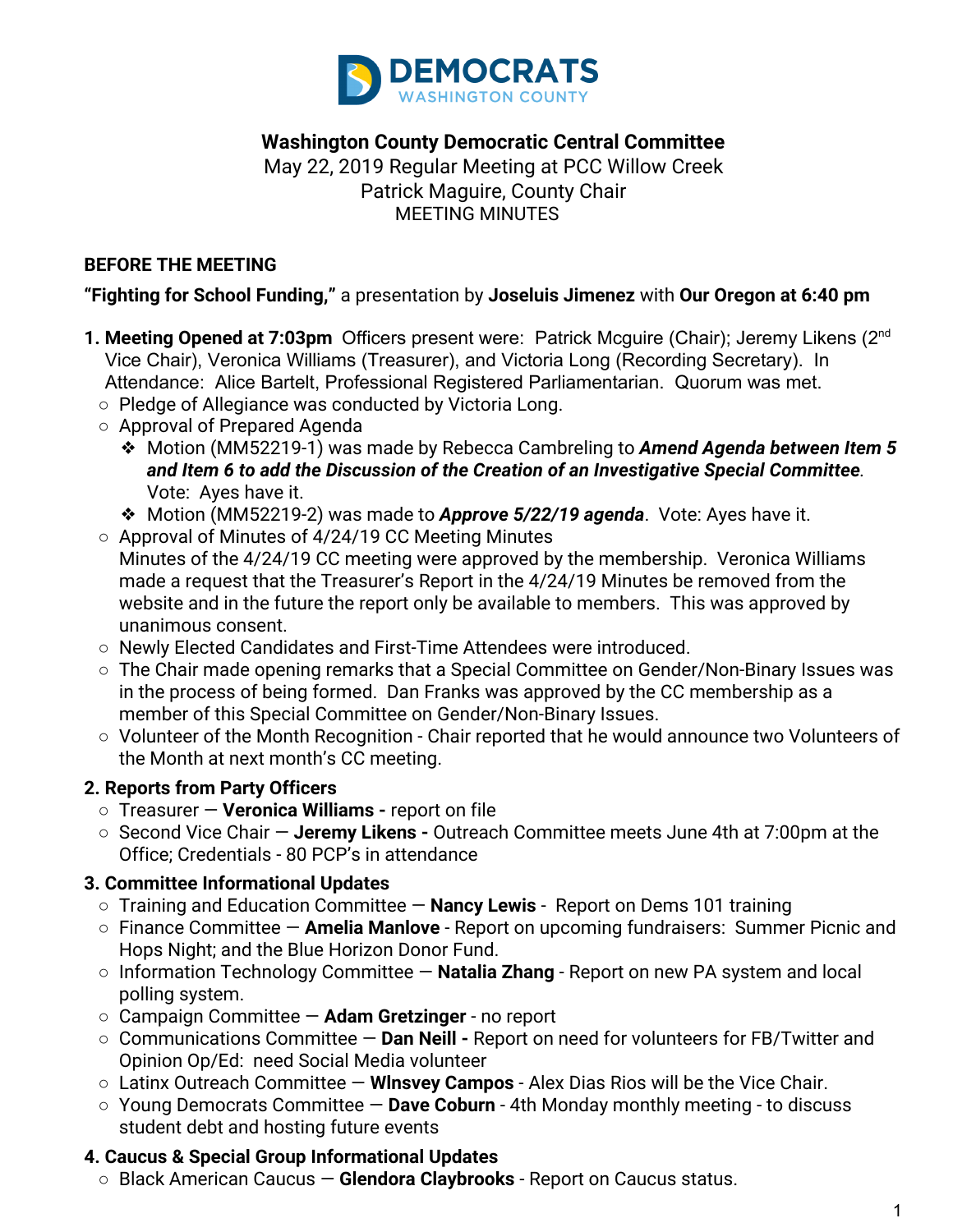DEMOCRATS
WASHINGTON COUNTY

# Washington County Democratic Central Committee

May 22, 2019 Regular Meeting at PCC Willow Creek
Patrick Maguire, County Chair
MEETING MINUTES

## BEFORE THE MEETING

**"Fighting for School Funding,"** a presentation by **Joseluis Jimenez** with **Our Oregon at 6:40 pm**

1. **Meeting Opened at 7:03pm** Officers present were: Patrick Mcguire (Chair); Jeremy Likens (2nd Vice Chair), Veronica Williams (Treasurer), and Victoria Long (Recording Secretary). In Attendance: Alice Bartelt, Professional Registered Parliamentarian. Quorum was met.
   - Pledge of Allegiance was conducted by Victoria Long.
   - Approval of Prepared Agenda
     - Motion (MM52219-1) was made by Rebecca Cambreling to ***Amend Agenda between Item 5 and Item 6 to add the Discussion of the Creation of an Investigative Special Committee***. Vote: Ayes have it.
     - Motion (MM52219-2) was made to ***Approve 5/22/19 agenda***. Vote: Ayes have it.
   - Approval of Minutes of 4/24/19 CC Meeting Minutes
     Minutes of the 4/24/19 CC meeting were approved by the membership. Veronica Williams made a request that the Treasurer's Report in the 4/24/19 Minutes be removed from the website and in the future the report only be available to members. This was approved by unanimous consent.
   - Newly Elected Candidates and First-Time Attendees were introduced.
   - The Chair made opening remarks that a Special Committee on Gender/Non-Binary Issues was in the process of being formed. Dan Franks was approved by the CC membership as a member of this Special Committee on Gender/Non-Binary Issues.
   - Volunteer of the Month Recognition - Chair reported that he would announce two Volunteers of the Month at next month's CC meeting.
2. **Reports from Party Officers**
   - Treasurer — **Veronica Williams -** report on file
   - Second Vice Chair — **Jeremy Likens -** Outreach Committee meets June 4th at 7:00pm at the Office; Credentials - 80 PCP's in attendance
3. **Committee Informational Updates**
   - Training and Education Committee — **Nancy Lewis** - Report on Dems 101 training
   - Finance Committee — **Amelia Manlove** - Report on upcoming fundraisers: Summer Picnic and Hops Night; and the Blue Horizon Donor Fund.
   - Information Technology Committee — **Natalia Zhang** - Report on new PA system and local polling system.
   - Campaign Committee — **Adam Gretzinger** - no report
   - Communications Committee — **Dan Neill -** Report on need for volunteers for FB/Twitter and Opinion Op/Ed: need Social Media volunteer
   - Latinx Outreach Committee — **Wlnsvey Campos** - Alex Dias Rios will be the Vice Chair.
   - Young Democrats Committee — **Dave Coburn** - 4th Monday monthly meeting - to discuss student debt and hosting future events
4. **Caucus & Special Group Informational Updates**
   - Black American Caucus — **Glendora Claybrooks** - Report on Caucus status.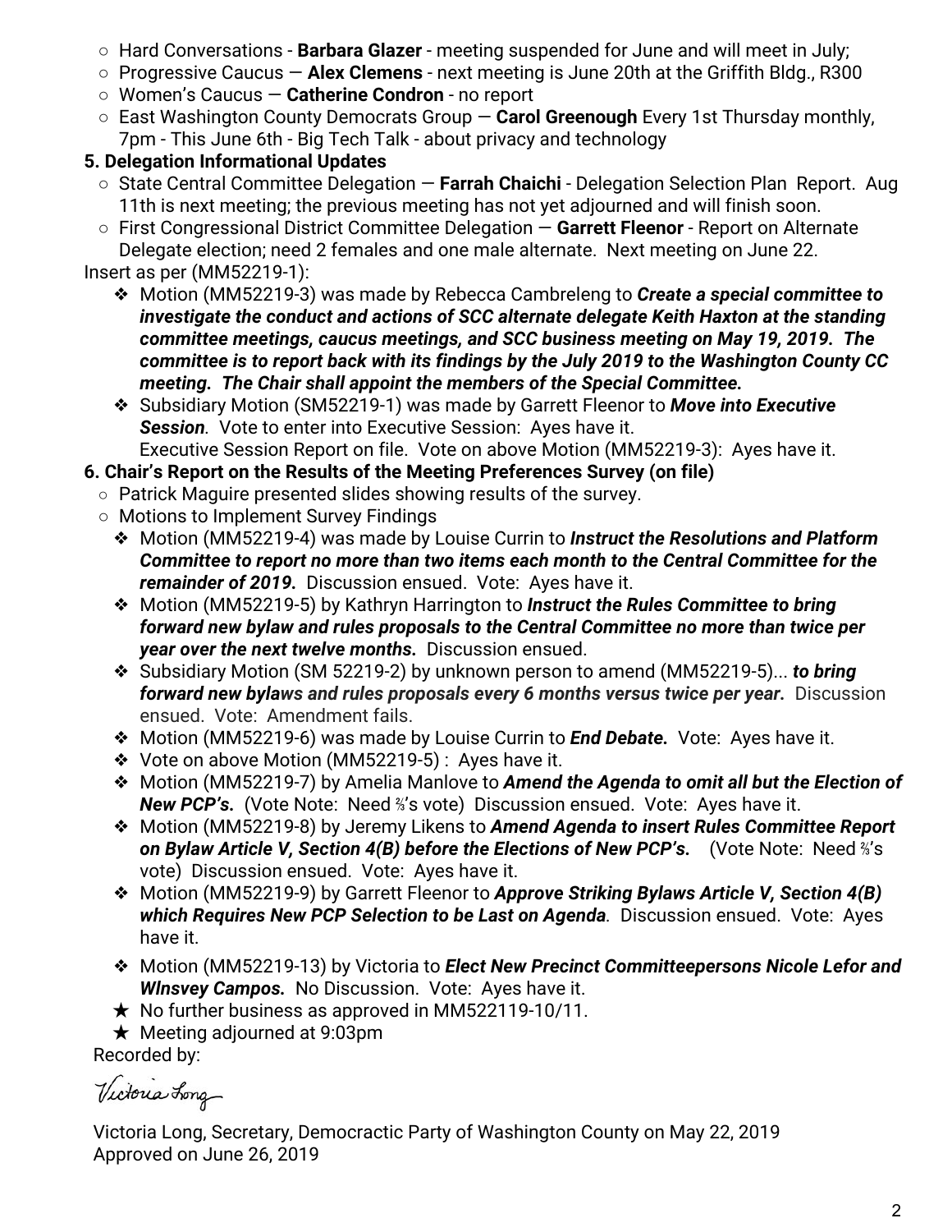- Hard Conversations - **Barbara Glazer** - meeting suspended for June and will meet in July;
- Progressive Caucus — **Alex Clemens** - next meeting is June 20th at the Griffith Bldg., R300
- Women's Caucus — **Catherine Condron** - no report
- East Washington County Democrats Group — **Carol Greenough** Every 1st Thursday monthly, 7pm - This June 6th - Big Tech Talk - about privacy and technology

**5. Delegation Informational Updates**

- State Central Committee Delegation — **Farrah Chaichi** - Delegation Selection Plan Report. Aug 11th is next meeting; the previous meeting has not yet adjourned and will finish soon.
- First Congressional District Committee Delegation — **Garrett Fleenor** - Report on Alternate Delegate election; need 2 females and one male alternate. Next meeting on June 22.

Insert as per (MM52219-1):

- ❖ Motion (MM52219-3) was made by Rebecca Cambreleng to ***Create a special committee to investigate the conduct and actions of SCC alternate delegate Keith Haxton at the standing committee meetings, caucus meetings, and SCC business meeting on May 19, 2019. The committee is to report back with its findings by the July 2019 to the Washington County CC meeting. The Chair shall appoint the members of the Special Committee.***
- ❖ Subsidiary Motion (SM52219-1) was made by Garrett Fleenor to ***Move into Executive Session***. Vote to enter into Executive Session: Ayes have it.
  Executive Session Report on file. Vote on above Motion (MM52219-3): Ayes have it.

**6. Chair's Report on the Results of the Meeting Preferences Survey (on file)**

- Patrick Maguire presented slides showing results of the survey.
- Motions to Implement Survey Findings
  - ❖ Motion (MM52219-4) was made by Louise Currin to ***Instruct the Resolutions and Platform Committee to report no more than two items each month to the Central Committee for the remainder of 2019.*** Discussion ensued. Vote: Ayes have it.
  - ❖ Motion (MM52219-5) by Kathryn Harrington to ***Instruct the Rules Committee to bring forward new bylaw and rules proposals to the Central Committee no more than twice per year over the next twelve months.*** Discussion ensued.
  - ❖ Subsidiary Motion (SM 52219-2) by unknown person to amend (MM52219-5)... ***to bring forward new bylaws and rules proposals every 6 months versus twice per year.*** Discussion ensued. Vote: Amendment fails.
  - ❖ Motion (MM52219-6) was made by Louise Currin to ***End Debate.*** Vote: Ayes have it.
  - ❖ Vote on above Motion (MM52219-5) : Ayes have it.
  - ❖ Motion (MM52219-7) by Amelia Manlove to ***Amend the Agenda to omit all but the Election of New PCP's.*** (Vote Note: Need ⅔'s vote) Discussion ensued. Vote: Ayes have it.
  - ❖ Motion (MM52219-8) by Jeremy Likens to ***Amend Agenda to insert Rules Committee Report on Bylaw Article V, Section 4(B) before the Elections of New PCP's.*** (Vote Note: Need ⅔'s vote) Discussion ensued. Vote: Ayes have it.
  - ❖ Motion (MM52219-9) by Garrett Fleenor to ***Approve Striking Bylaws Article V, Section 4(B) which Requires New PCP Selection to be Last on Agenda***. Discussion ensued. Vote: Ayes have it.
  - ❖ Motion (MM52219-13) by Victoria to ***Elect New Precinct Committeepersons Nicole Lefor and WInsvey Campos.*** No Discussion. Vote: Ayes have it.
  - ★ No further business as approved in MM522119-10/11.
  - ★ Meeting adjourned at 9:03pm

Recorded by:

Victoria Long

Victoria Long, Secretary, Democractic Party of Washington County on May 22, 2019
Approved on June 26, 2019